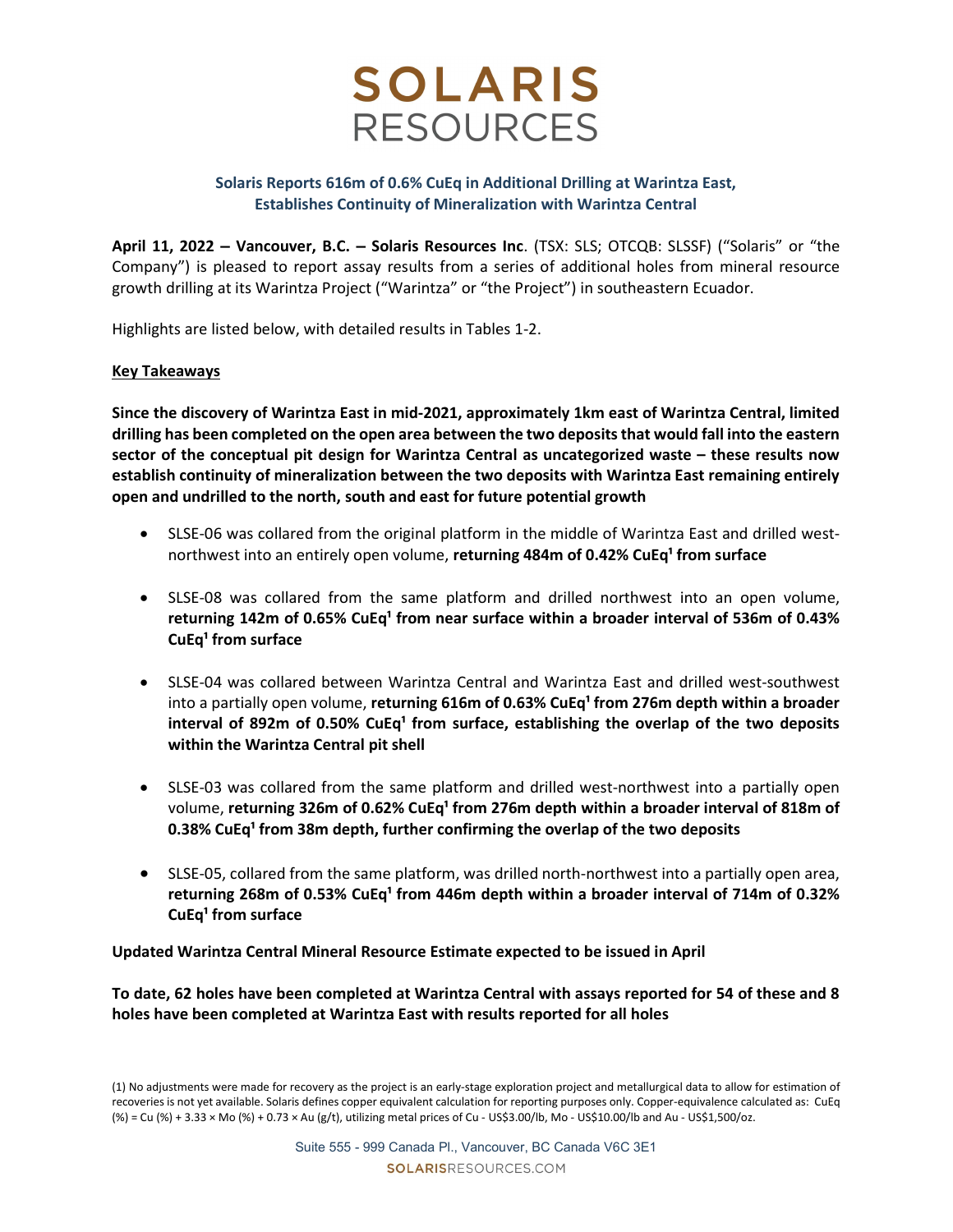# SOLARIS RESOURCES

## Solaris Reports 616m of 0.6% CuEq in Additional Drilling at Warintza East, Establishes Continuity of Mineralization with Warintza Central

**April 11, 2022 – Vancouver, B.C. – Solaris Resources Inc**. (TSX: SLS; OTCQB: SLSSF) ("Solaris" or "the Company") is pleased to report assay results from a series of additional holes from mineral resource growth drilling at its Warintza Project ("Warintza" or "the Project") in southeastern Ecuador.

Highlights are listed below, with detailed results in Tables 1-2.

**Key Takeaways**

**Since the discovery of Warintza East in mid-2021, approximately 1km east of Warintza Central, limited drilling has been completed on the open area between the two deposits that would fall into the eastern sector of the conceptual pit design for Warintza Central as uncategorized waste – these results now establish continuity of mineralization between the two deposits with Warintza East remaining entirely open and undrilled to the north, south and east for future potential growth**

- SLSE-06 was collared from the original platform in the middle of Warintza East and drilled west-northwest into an entirely open volume, **returning 484m of 0.42% CuEq[1] from surface**
- SLSE-08 was collared from the same platform and drilled northwest into an open volume, **returning 142m of 0.65% CuEq[1] from near surface within a broader interval of 536m of 0.43% CuEq[1] from surface**
- SLSE-04 was collared between Warintza Central and Warintza East and drilled west-southwest into a partially open volume, **returning 616m of 0.63% CuEq[1] from 276m depth within a broader interval of 892m of 0.50% CuEq[1] from surface, establishing the overlap of the two deposits within the Warintza Central pit shell**
- SLSE-03 was collared from the same platform and drilled west-northwest into a partially open volume, **returning 326m of 0.62% CuEq[1] from 276m depth within a broader interval of 818m of 0.38% CuEq[1] from 38m depth, further confirming the overlap of the two deposits**
- SLSE-05, collared from the same platform, was drilled north-northwest into a partially open area, **returning 268m of 0.53% CuEq[1] from 446m depth within a broader interval of 714m of 0.32% CuEq[1] from surface**

**Updated Warintza Central Mineral Resource Estimate expected to be issued in April**

**To date, 62 holes have been completed at Warintza Central with assays reported for 54 of these and 8 holes have been completed at Warintza East with results reported for all holes**

(1) No adjustments were made for recovery as the project is an early-stage exploration project and metallurgical data to allow for estimation of recoveries is not yet available. Solaris defines copper equivalent calculation for reporting purposes only. Copper-equivalence calculated as: CuEq (%) = Cu (%) + 3.33 × Mo (%) + 0.73 × Au (g/t), utilizing metal prices of Cu - US$3.00/lb, Mo - US$10.00/lb and Au - US$1,500/oz.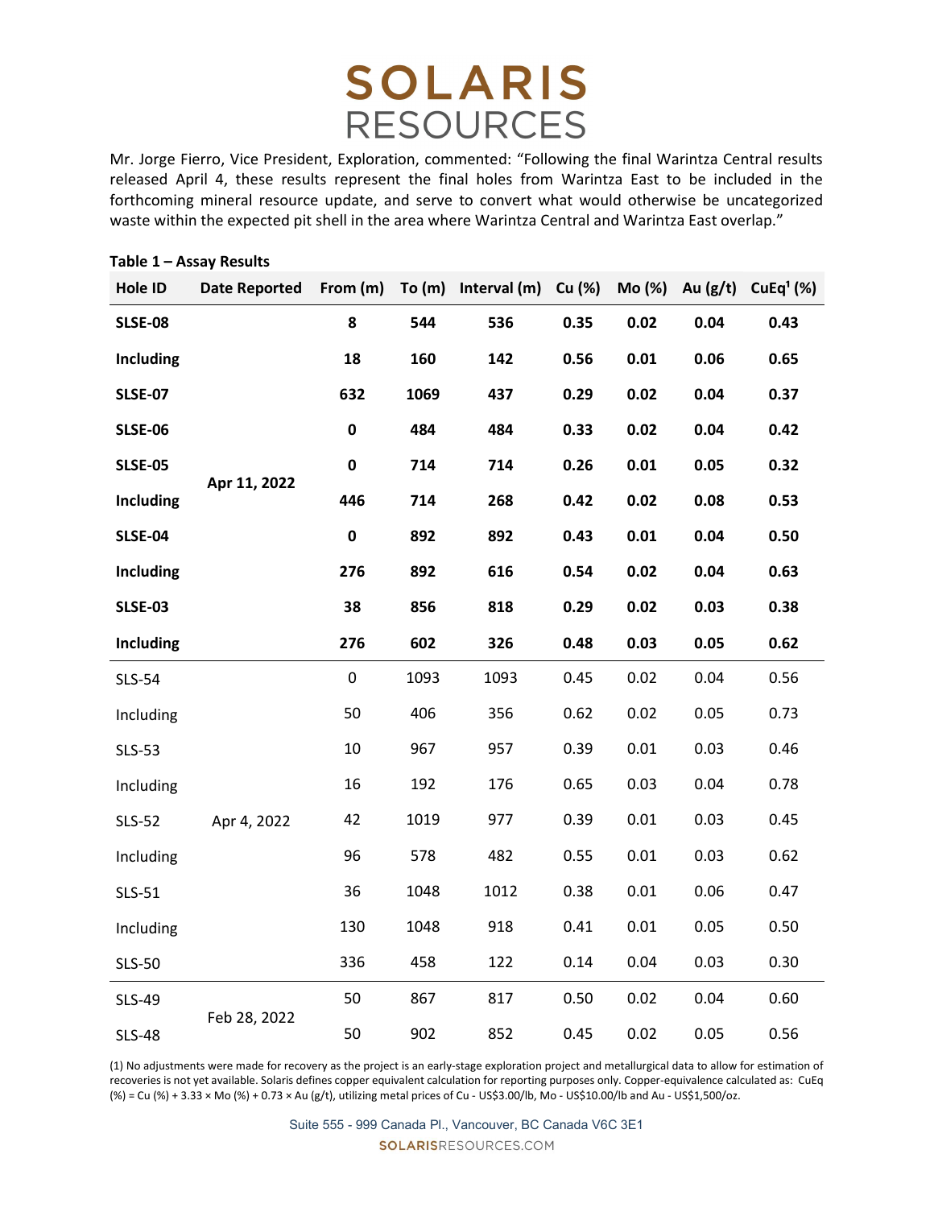Mr. Jorge Fierro, Vice President, Exploration, commented: "Following the final Warintza Central results released April 4, these results represent the final holes from Warintza East to be included in the forthcoming mineral resource update, and serve to convert what would otherwise be uncategorized waste within the expected pit shell in the area where Warintza Central and Warintza East overlap."

**Table 1 – Assay Results**

| Hole ID | Date Reported | From (m) | To (m) | Interval (m) | Cu (%) | Mo (%) | Au (g/t) | CuEq[1] (%) |
|---|---|---|---|---|---|---|---|---|
| **SLSE-08** | | **8** | **544** | **536** | **0.35** | **0.02** | **0.04** | **0.43** |
| **Including** | | **18** | **160** | **142** | **0.56** | **0.01** | **0.06** | **0.65** |
| **SLSE-07** | | **632** | **1069** | **437** | **0.29** | **0.02** | **0.04** | **0.37** |
| **SLSE-06** | | **0** | **484** | **484** | **0.33** | **0.02** | **0.04** | **0.42** |
| **SLSE-05** | **Apr 11, 2022** | **0** | **714** | **714** | **0.26** | **0.01** | **0.05** | **0.32** |
| **Including** | | **446** | **714** | **268** | **0.42** | **0.02** | **0.08** | **0.53** |
| **SLSE-04** | | **0** | **892** | **892** | **0.43** | **0.01** | **0.04** | **0.50** |
| **Including** | | **276** | **892** | **616** | **0.54** | **0.02** | **0.04** | **0.63** |
| **SLSE-03** | | **38** | **856** | **818** | **0.29** | **0.02** | **0.03** | **0.38** |
| **Including** | | **276** | **602** | **326** | **0.48** | **0.03** | **0.05** | **0.62** |
| SLS-54 | | 0 | 1093 | 1093 | 0.45 | 0.02 | 0.04 | 0.56 |
| Including | | 50 | 406 | 356 | 0.62 | 0.02 | 0.05 | 0.73 |
| SLS-53 | | 10 | 967 | 957 | 0.39 | 0.01 | 0.03 | 0.46 |
| Including | | 16 | 192 | 176 | 0.65 | 0.03 | 0.04 | 0.78 |
| SLS-52 | Apr 4, 2022 | 42 | 1019 | 977 | 0.39 | 0.01 | 0.03 | 0.45 |
| Including | | 96 | 578 | 482 | 0.55 | 0.01 | 0.03 | 0.62 |
| SLS-51 | | 36 | 1048 | 1012 | 0.38 | 0.01 | 0.06 | 0.47 |
| Including | | 130 | 1048 | 918 | 0.41 | 0.01 | 0.05 | 0.50 |
| SLS-50 | | 336 | 458 | 122 | 0.14 | 0.04 | 0.03 | 0.30 |
| SLS-49 | Feb 28, 2022 | 50 | 867 | 817 | 0.50 | 0.02 | 0.04 | 0.60 |
| SLS-48 | | 50 | 902 | 852 | 0.45 | 0.02 | 0.05 | 0.56 |

(1) No adjustments were made for recovery as the project is an early-stage exploration project and metallurgical data to allow for estimation of recoveries is not yet available. Solaris defines copper equivalent calculation for reporting purposes only. Copper-equivalence calculated as: CuEq (%) = Cu (%) + 3.33 × Mo (%) + 0.73 × Au (g/t), utilizing metal prices of Cu - US$3.00/lb, Mo - US$10.00/lb and Au - US$1,500/oz.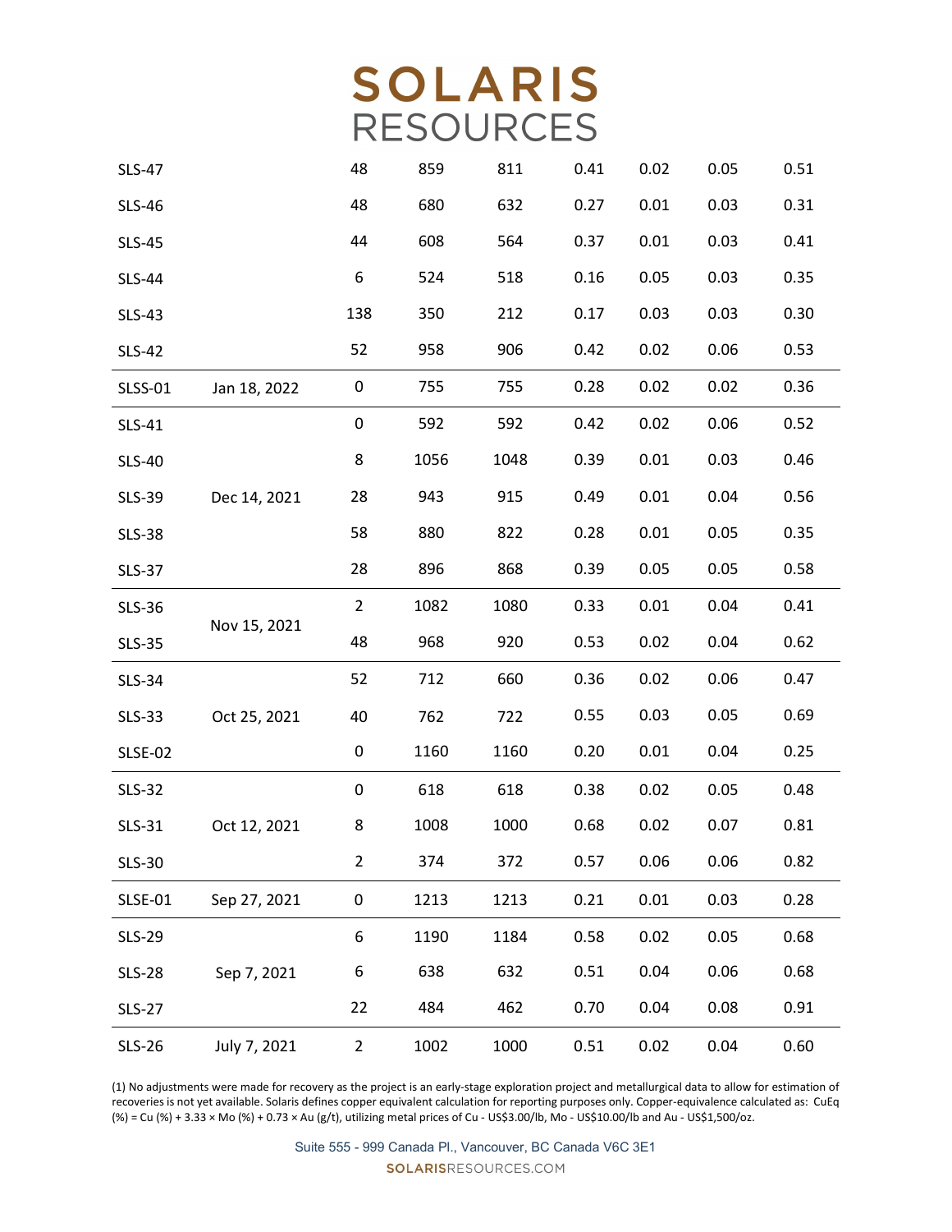| | | | | | | | | |
|---|---|---|---|---|---|---|---|---|
| SLS-47 | | 48 | 859 | 811 | 0.41 | 0.02 | 0.05 | 0.51 |
| SLS-46 | | 48 | 680 | 632 | 0.27 | 0.01 | 0.03 | 0.31 |
| SLS-45 | | 44 | 608 | 564 | 0.37 | 0.01 | 0.03 | 0.41 |
| SLS-44 | | 6 | 524 | 518 | 0.16 | 0.05 | 0.03 | 0.35 |
| SLS-43 | | 138 | 350 | 212 | 0.17 | 0.03 | 0.03 | 0.30 |
| SLS-42 | | 52 | 958 | 906 | 0.42 | 0.02 | 0.06 | 0.53 |
| SLSS-01 | Jan 18, 2022 | 0 | 755 | 755 | 0.28 | 0.02 | 0.02 | 0.36 |
| SLS-41 | | 0 | 592 | 592 | 0.42 | 0.02 | 0.06 | 0.52 |
| SLS-40 | | 8 | 1056 | 1048 | 0.39 | 0.01 | 0.03 | 0.46 |
| SLS-39 | Dec 14, 2021 | 28 | 943 | 915 | 0.49 | 0.01 | 0.04 | 0.56 |
| SLS-38 | | 58 | 880 | 822 | 0.28 | 0.01 | 0.05 | 0.35 |
| SLS-37 | | 28 | 896 | 868 | 0.39 | 0.05 | 0.05 | 0.58 |
| SLS-36 | Nov 15, 2021 | 2 | 1082 | 1080 | 0.33 | 0.01 | 0.04 | 0.41 |
| SLS-35 | | 48 | 968 | 920 | 0.53 | 0.02 | 0.04 | 0.62 |
| SLS-34 | | 52 | 712 | 660 | 0.36 | 0.02 | 0.06 | 0.47 |
| SLS-33 | Oct 25, 2021 | 40 | 762 | 722 | 0.55 | 0.03 | 0.05 | 0.69 |
| SLSE-02 | | 0 | 1160 | 1160 | 0.20 | 0.01 | 0.04 | 0.25 |
| SLS-32 | | 0 | 618 | 618 | 0.38 | 0.02 | 0.05 | 0.48 |
| SLS-31 | Oct 12, 2021 | 8 | 1008 | 1000 | 0.68 | 0.02 | 0.07 | 0.81 |
| SLS-30 | | 2 | 374 | 372 | 0.57 | 0.06 | 0.06 | 0.82 |
| SLSE-01 | Sep 27, 2021 | 0 | 1213 | 1213 | 0.21 | 0.01 | 0.03 | 0.28 |
| SLS-29 | | 6 | 1190 | 1184 | 0.58 | 0.02 | 0.05 | 0.68 |
| SLS-28 | Sep 7, 2021 | 6 | 638 | 632 | 0.51 | 0.04 | 0.06 | 0.68 |
| SLS-27 | | 22 | 484 | 462 | 0.70 | 0.04 | 0.08 | 0.91 |
| SLS-26 | July 7, 2021 | 2 | 1002 | 1000 | 0.51 | 0.02 | 0.04 | 0.60 |

(1) No adjustments were made for recovery as the project is an early-stage exploration project and metallurgical data to allow for estimation of recoveries is not yet available. Solaris defines copper equivalent calculation for reporting purposes only. Copper-equivalence calculated as: CuEq (%) = Cu (%) + 3.33 × Mo (%) + 0.73 × Au (g/t), utilizing metal prices of Cu - US$3.00/lb, Mo - US$10.00/lb and Au - US$1,500/oz.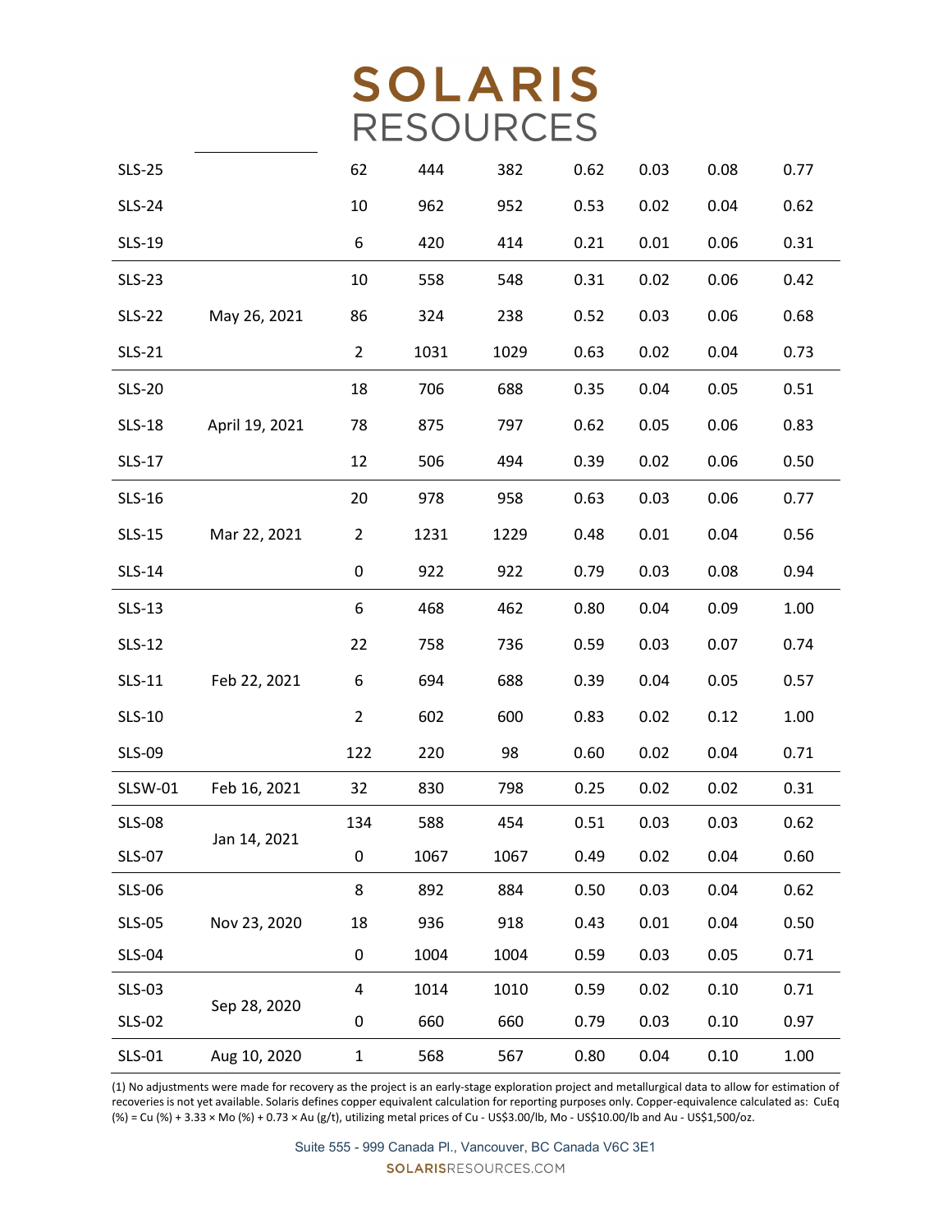| | | | | | | | | |
|---|---|---|---|---|---|---|---|---|
| SLS-25 | | 62 | 444 | 382 | 0.62 | 0.03 | 0.08 | 0.77 |
| SLS-24 | | 10 | 962 | 952 | 0.53 | 0.02 | 0.04 | 0.62 |
| SLS-19 | | 6 | 420 | 414 | 0.21 | 0.01 | 0.06 | 0.31 |
| SLS-23 | | 10 | 558 | 548 | 0.31 | 0.02 | 0.06 | 0.42 |
| SLS-22 | May 26, 2021 | 86 | 324 | 238 | 0.52 | 0.03 | 0.06 | 0.68 |
| SLS-21 | | 2 | 1031 | 1029 | 0.63 | 0.02 | 0.04 | 0.73 |
| SLS-20 | | 18 | 706 | 688 | 0.35 | 0.04 | 0.05 | 0.51 |
| SLS-18 | April 19, 2021 | 78 | 875 | 797 | 0.62 | 0.05 | 0.06 | 0.83 |
| SLS-17 | | 12 | 506 | 494 | 0.39 | 0.02 | 0.06 | 0.50 |
| SLS-16 | | 20 | 978 | 958 | 0.63 | 0.03 | 0.06 | 0.77 |
| SLS-15 | Mar 22, 2021 | 2 | 1231 | 1229 | 0.48 | 0.01 | 0.04 | 0.56 |
| SLS-14 | | 0 | 922 | 922 | 0.79 | 0.03 | 0.08 | 0.94 |
| SLS-13 | | 6 | 468 | 462 | 0.80 | 0.04 | 0.09 | 1.00 |
| SLS-12 | | 22 | 758 | 736 | 0.59 | 0.03 | 0.07 | 0.74 |
| SLS-11 | Feb 22, 2021 | 6 | 694 | 688 | 0.39 | 0.04 | 0.05 | 0.57 |
| SLS-10 | | 2 | 602 | 600 | 0.83 | 0.02 | 0.12 | 1.00 |
| SLS-09 | | 122 | 220 | 98 | 0.60 | 0.02 | 0.04 | 0.71 |
| SLSW-01 | Feb 16, 2021 | 32 | 830 | 798 | 0.25 | 0.02 | 0.02 | 0.31 |
| SLS-08 | Jan 14, 2021 | 134 | 588 | 454 | 0.51 | 0.03 | 0.03 | 0.62 |
| SLS-07 | | 0 | 1067 | 1067 | 0.49 | 0.02 | 0.04 | 0.60 |
| SLS-06 | | 8 | 892 | 884 | 0.50 | 0.03 | 0.04 | 0.62 |
| SLS-05 | Nov 23, 2020 | 18 | 936 | 918 | 0.43 | 0.01 | 0.04 | 0.50 |
| SLS-04 | | 0 | 1004 | 1004 | 0.59 | 0.03 | 0.05 | 0.71 |
| SLS-03 | Sep 28, 2020 | 4 | 1014 | 1010 | 0.59 | 0.02 | 0.10 | 0.71 |
| SLS-02 | | 0 | 660 | 660 | 0.79 | 0.03 | 0.10 | 0.97 |
| SLS-01 | Aug 10, 2020 | 1 | 568 | 567 | 0.80 | 0.04 | 0.10 | 1.00 |

(1) No adjustments were made for recovery as the project is an early-stage exploration project and metallurgical data to allow for estimation of recoveries is not yet available. Solaris defines copper equivalent calculation for reporting purposes only. Copper-equivalence calculated as: CuEq (%) = Cu (%) + 3.33 × Mo (%) + 0.73 × Au (g/t), utilizing metal prices of Cu - US$3.00/lb, Mo - US$10.00/lb and Au - US$1,500/oz.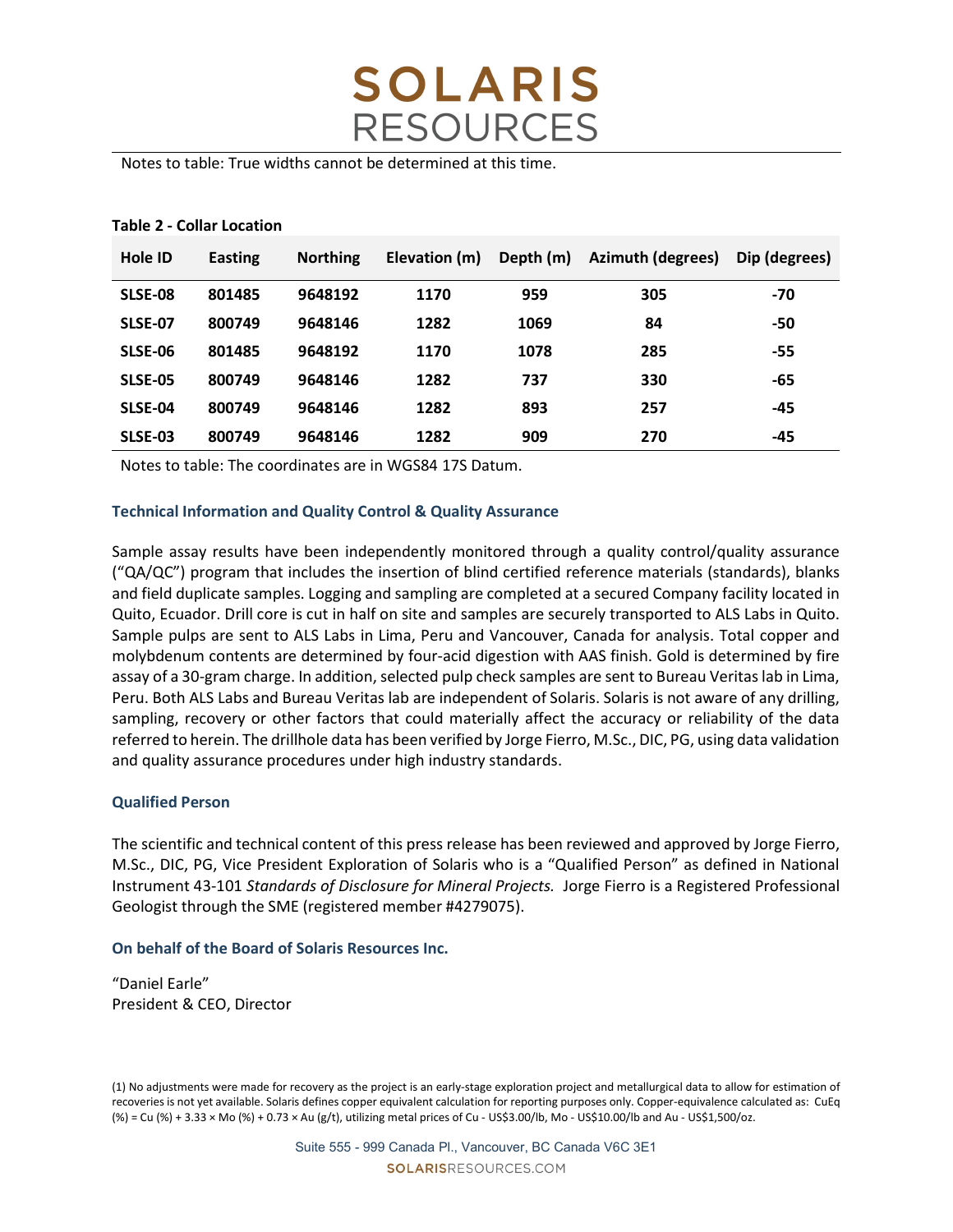Notes to table: True widths cannot be determined at this time.

**Table 2 - Collar Location**

| Hole ID | Easting | Northing | Elevation (m) | Depth (m) | Azimuth (degrees) | Dip (degrees) |
|---|---|---|---|---|---|---|
| SLSE-08 | 801485 | 9648192 | 1170 | 959 | 305 | -70 |
| SLSE-07 | 800749 | 9648146 | 1282 | 1069 | 84 | -50 |
| SLSE-06 | 801485 | 9648192 | 1170 | 1078 | 285 | -55 |
| SLSE-05 | 800749 | 9648146 | 1282 | 737 | 330 | -65 |
| SLSE-04 | 800749 | 9648146 | 1282 | 893 | 257 | -45 |
| SLSE-03 | 800749 | 9648146 | 1282 | 909 | 270 | -45 |

Notes to table: The coordinates are in WGS84 17S Datum.

### Technical Information and Quality Control & Quality Assurance

Sample assay results have been independently monitored through a quality control/quality assurance ("QA/QC") program that includes the insertion of blind certified reference materials (standards), blanks and field duplicate samples. Logging and sampling are completed at a secured Company facility located in Quito, Ecuador. Drill core is cut in half on site and samples are securely transported to ALS Labs in Quito. Sample pulps are sent to ALS Labs in Lima, Peru and Vancouver, Canada for analysis. Total copper and molybdenum contents are determined by four-acid digestion with AAS finish. Gold is determined by fire assay of a 30-gram charge. In addition, selected pulp check samples are sent to Bureau Veritas lab in Lima, Peru. Both ALS Labs and Bureau Veritas lab are independent of Solaris. Solaris is not aware of any drilling, sampling, recovery or other factors that could materially affect the accuracy or reliability of the data referred to herein. The drillhole data has been verified by Jorge Fierro, M.Sc., DIC, PG, using data validation and quality assurance procedures under high industry standards.

### Qualified Person

The scientific and technical content of this press release has been reviewed and approved by Jorge Fierro, M.Sc., DIC, PG, Vice President Exploration of Solaris who is a "Qualified Person" as defined in National Instrument 43-101 *Standards of Disclosure for Mineral Projects.* Jorge Fierro is a Registered Professional Geologist through the SME (registered member #4279075).

### On behalf of the Board of Solaris Resources Inc.

"Daniel Earle"
President & CEO, Director

(1) No adjustments were made for recovery as the project is an early-stage exploration project and metallurgical data to allow for estimation of recoveries is not yet available. Solaris defines copper equivalent calculation for reporting purposes only. Copper-equivalence calculated as: CuEq (%) = Cu (%) + 3.33 × Mo (%) + 0.73 × Au (g/t), utilizing metal prices of Cu - US$3.00/lb, Mo - US$10.00/lb and Au - US$1,500/oz.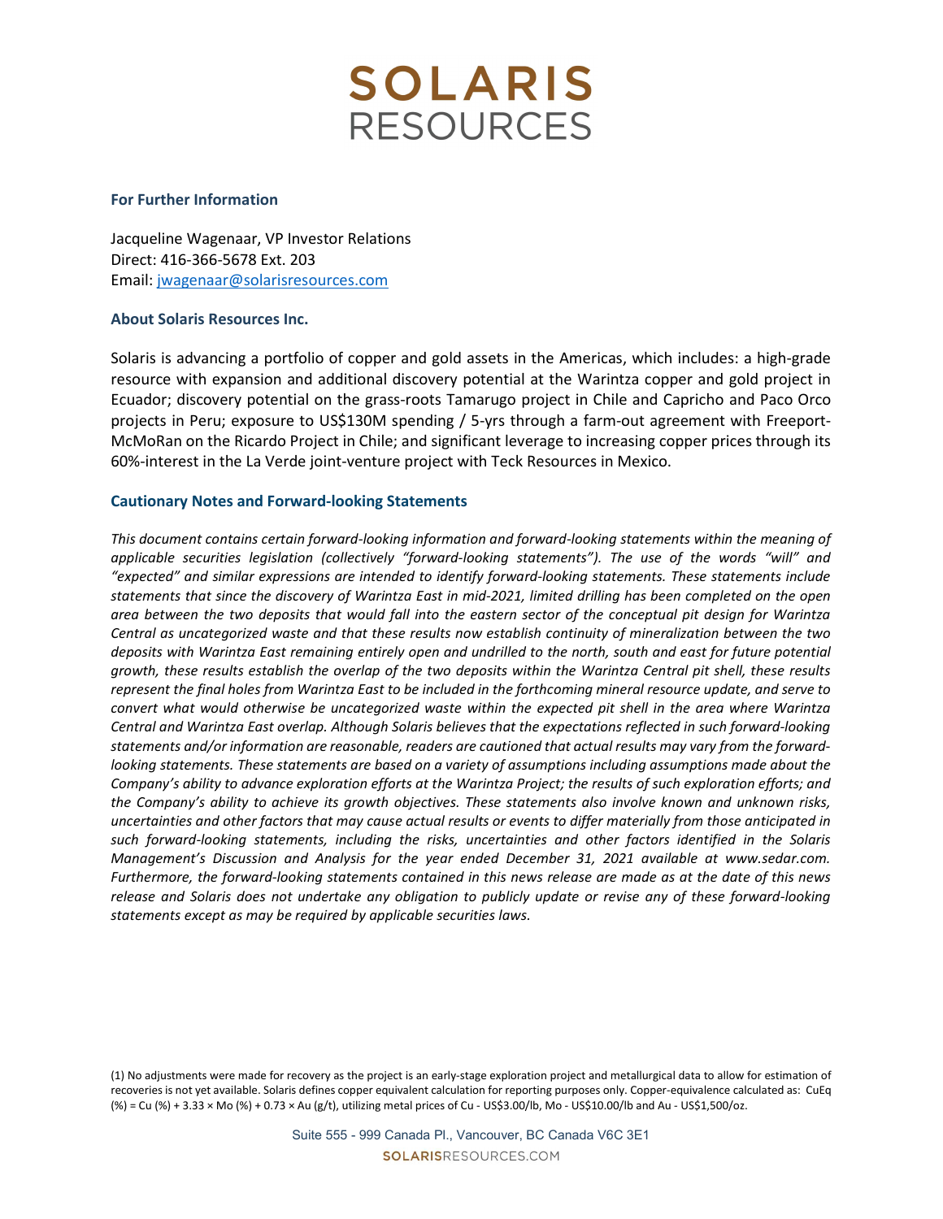# SOLARIS RESOURCES

### For Further Information

Jacqueline Wagenaar, VP Investor Relations
Direct: 416-366-5678 Ext. 203
Email: jwagenaar@solarisresources.com

### About Solaris Resources Inc.

Solaris is advancing a portfolio of copper and gold assets in the Americas, which includes: a high-grade resource with expansion and additional discovery potential at the Warintza copper and gold project in Ecuador; discovery potential on the grass-roots Tamarugo project in Chile and Capricho and Paco Orco projects in Peru; exposure to US$130M spending / 5-yrs through a farm-out agreement with Freeport-McMoRan on the Ricardo Project in Chile; and significant leverage to increasing copper prices through its 60%-interest in the La Verde joint-venture project with Teck Resources in Mexico.

### Cautionary Notes and Forward-looking Statements

*This document contains certain forward-looking information and forward-looking statements within the meaning of applicable securities legislation (collectively "forward-looking statements"). The use of the words "will" and "expected" and similar expressions are intended to identify forward-looking statements. These statements include statements that since the discovery of Warintza East in mid-2021, limited drilling has been completed on the open area between the two deposits that would fall into the eastern sector of the conceptual pit design for Warintza Central as uncategorized waste and that these results now establish continuity of mineralization between the two deposits with Warintza East remaining entirely open and undrilled to the north, south and east for future potential growth, these results establish the overlap of the two deposits within the Warintza Central pit shell, these results represent the final holes from Warintza East to be included in the forthcoming mineral resource update, and serve to convert what would otherwise be uncategorized waste within the expected pit shell in the area where Warintza Central and Warintza East overlap. Although Solaris believes that the expectations reflected in such forward-looking statements and/or information are reasonable, readers are cautioned that actual results may vary from the forward-looking statements. These statements are based on a variety of assumptions including assumptions made about the Company's ability to advance exploration efforts at the Warintza Project; the results of such exploration efforts; and the Company's ability to achieve its growth objectives. These statements also involve known and unknown risks, uncertainties and other factors that may cause actual results or events to differ materially from those anticipated in such forward-looking statements, including the risks, uncertainties and other factors identified in the Solaris Management's Discussion and Analysis for the year ended December 31, 2021 available at www.sedar.com. Furthermore, the forward-looking statements contained in this news release are made as at the date of this news release and Solaris does not undertake any obligation to publicly update or revise any of these forward-looking statements except as may be required by applicable securities laws.*

(1) No adjustments were made for recovery as the project is an early-stage exploration project and metallurgical data to allow for estimation of recoveries is not yet available. Solaris defines copper equivalent calculation for reporting purposes only. Copper-equivalence calculated as: CuEq (%) = Cu (%) + 3.33 × Mo (%) + 0.73 × Au (g/t), utilizing metal prices of Cu - US$3.00/lb, Mo - US$10.00/lb and Au - US$1,500/oz.

Suite 555 - 999 Canada Pl., Vancouver, BC Canada V6C 3E1
SOLARISRESOURCES.COM